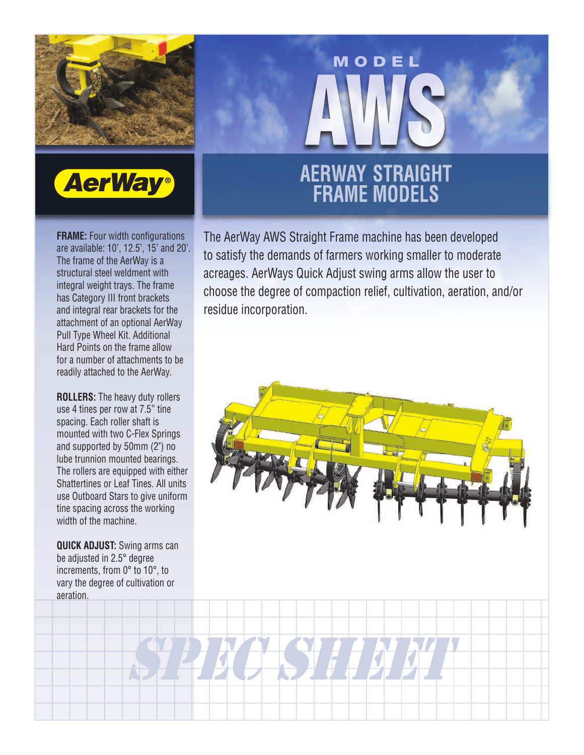# MODEL AWS

## AERWAY STRAIGHT FRAME MODELS

AerWay®

The AerWay AWS Straight Frame machine has been developed to satisfy the demands of farmers working smaller to moderate acreages. AerWays Quick Adjust swing arms allow the user to choose the degree of compaction relief, cultivation, aeration, and/or residue incorporation.

**FRAME:** Four width configurations are available: 10', 12.5', 15' and 20'. The frame of the AerWay is a structural steel weldment with integral weight trays. The frame has Category III front brackets and integral rear brackets for the attachment of an optional AerWay Pull Type Wheel Kit. Additional Hard Points on the frame allow for a number of attachments to be readily attached to the AerWay.

**ROLLERS:** The heavy duty rollers use 4 tines per row at 7.5" tine spacing. Each roller shaft is mounted with two C-Flex Springs and supported by 50mm (2") no lube trunnion mounted bearings. The rollers are equipped with either Shattertines or Leaf Tines. All units use Outboard Stars to give uniform tine spacing across the working width of the machine.

**QUICK ADJUST:** Swing arms can be adjusted in 2.5° degree increments, from 0° to 10°, to vary the degree of cultivation or aeration.

*SPEC SHEET*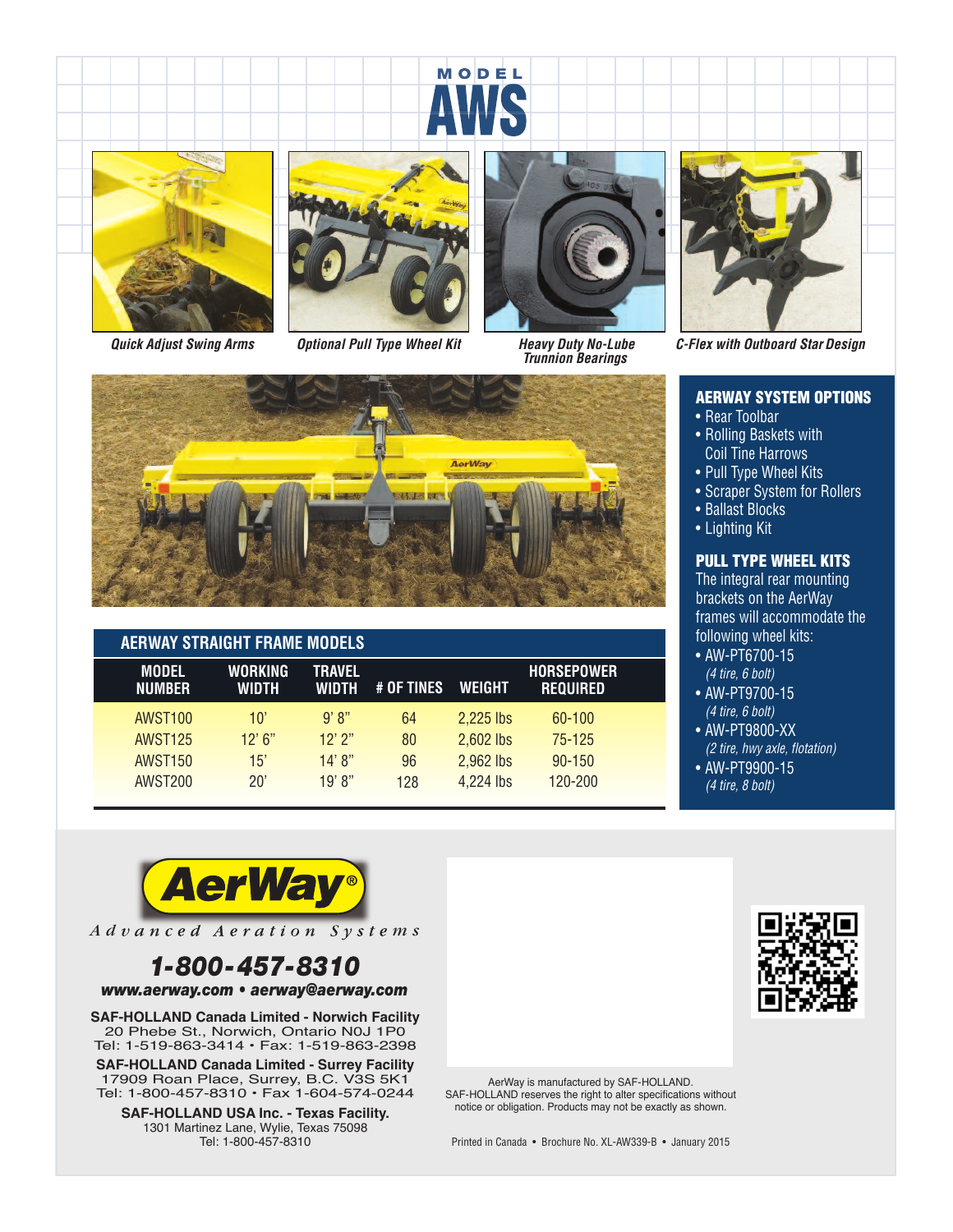# MODEL AWS

*Quick Adjust Swing Arms*

*Optional Pull Type Wheel Kit*

*Heavy Duty No-Lube Trunnion Bearings*

*C-Flex with Outboard Star Design*

## AERWAY SYSTEM OPTIONS

- Rear Toolbar
- Rolling Baskets with Coil Tine Harrows
- Pull Type Wheel Kits
- Scraper System for Rollers
- Ballast Blocks
- Lighting Kit

## PULL TYPE WHEEL KITS

The integral rear mounting brackets on the AerWay frames will accommodate the following wheel kits:

- AW-PT6700-15 *(4 tire, 6 bolt)*
- AW-PT9700-15 *(4 tire, 6 bolt)*
- AW-PT9800-XX *(2 tire, hwy axle, flotation)*
- AW-PT9900-15 *(4 tire, 8 bolt)*

## AERWAY STRAIGHT FRAME MODELS

| MODEL NUMBER | WORKING WIDTH | TRAVEL WIDTH | # OF TINES | WEIGHT | HORSEPOWER REQUIRED |
|---|---|---|---|---|---|
| AWST100 | 10' | 9' 8" | 64 | 2,225 lbs | 60-100 |
| AWST125 | 12' 6" | 12' 2" | 80 | 2,602 lbs | 75-125 |
| AWST150 | 15' | 14' 8" | 96 | 2,962 lbs | 90-150 |
| AWST200 | 20' | 19' 8" | 128 | 4,224 lbs | 120-200 |

**AerWay®**

*Advanced Aeration Systems*

**1-800-457-8310**

**www.aerway.com • aerway@aerway.com**

**SAF-HOLLAND Canada Limited - Norwich Facility**
20 Phebe St., Norwich, Ontario N0J 1P0
Tel: 1-519-863-3414 • Fax: 1-519-863-2398

**SAF-HOLLAND Canada Limited - Surrey Facility**
17909 Roan Place, Surrey, B.C. V3S 5K1
Tel: 1-800-457-8310 • Fax 1-604-574-0244

**SAF-HOLLAND USA Inc. - Texas Facility.**
1301 Martinez Lane, Wylie, Texas 75098
Tel: 1-800-457-8310

AerWay is manufactured by SAF-HOLLAND.
SAF-HOLLAND reserves the right to alter specifications without notice or obligation. Products may not be exactly as shown.

Printed in Canada • Brochure No. XL-AW339-B • January 2015